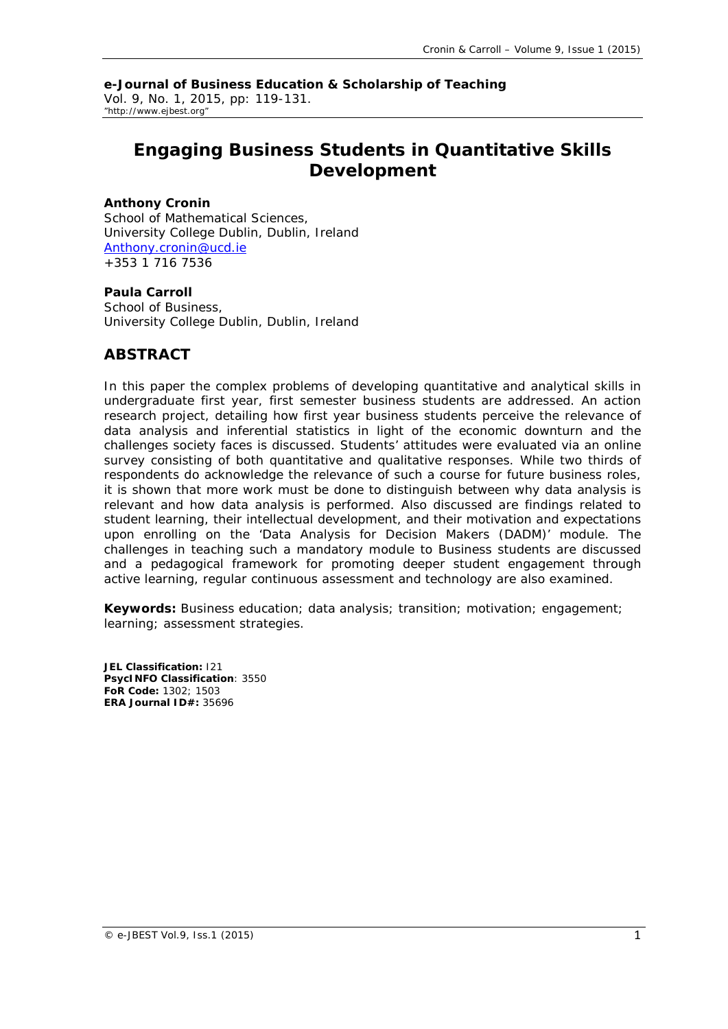**e-Journal of Business Education & Scholarship of Teaching**
Vol. 9, No. 1, 2015, pp: 119-131.
"http://www.ejbest.org"

# Engaging Business Students in Quantitative Skills Development

**Anthony Cronin**
School of Mathematical Sciences,
University College Dublin, Dublin, Ireland
Anthony.cronin@ucd.ie
+353 1 716 7536

**Paula Carroll**
School of Business,
University College Dublin, Dublin, Ireland

## ABSTRACT

In this paper the complex problems of developing quantitative and analytical skills in undergraduate first year, first semester business students are addressed. An action research project, detailing how first year business students perceive the relevance of data analysis and inferential statistics in light of the economic downturn and the challenges society faces is discussed. Students' attitudes were evaluated via an online survey consisting of both quantitative and qualitative responses. While two thirds of respondents do acknowledge the relevance of such a course for future business roles, it is shown that more work must be done to distinguish between why data analysis is relevant and how data analysis is performed. Also discussed are findings related to student learning, their intellectual development, and their motivation and expectations upon enrolling on the 'Data Analysis for Decision Makers (DADM)' module. The challenges in teaching such a mandatory module to Business students are discussed and a pedagogical framework for promoting deeper student engagement through active learning, regular continuous assessment and technology are also examined.

**Keywords:** Business education; data analysis; transition; motivation; engagement; learning; assessment strategies.

**JEL Classification:** I21
**PsycINFO Classification**: 3550
**FoR Code:** 1302; 1503
**ERA Journal ID#:** 35696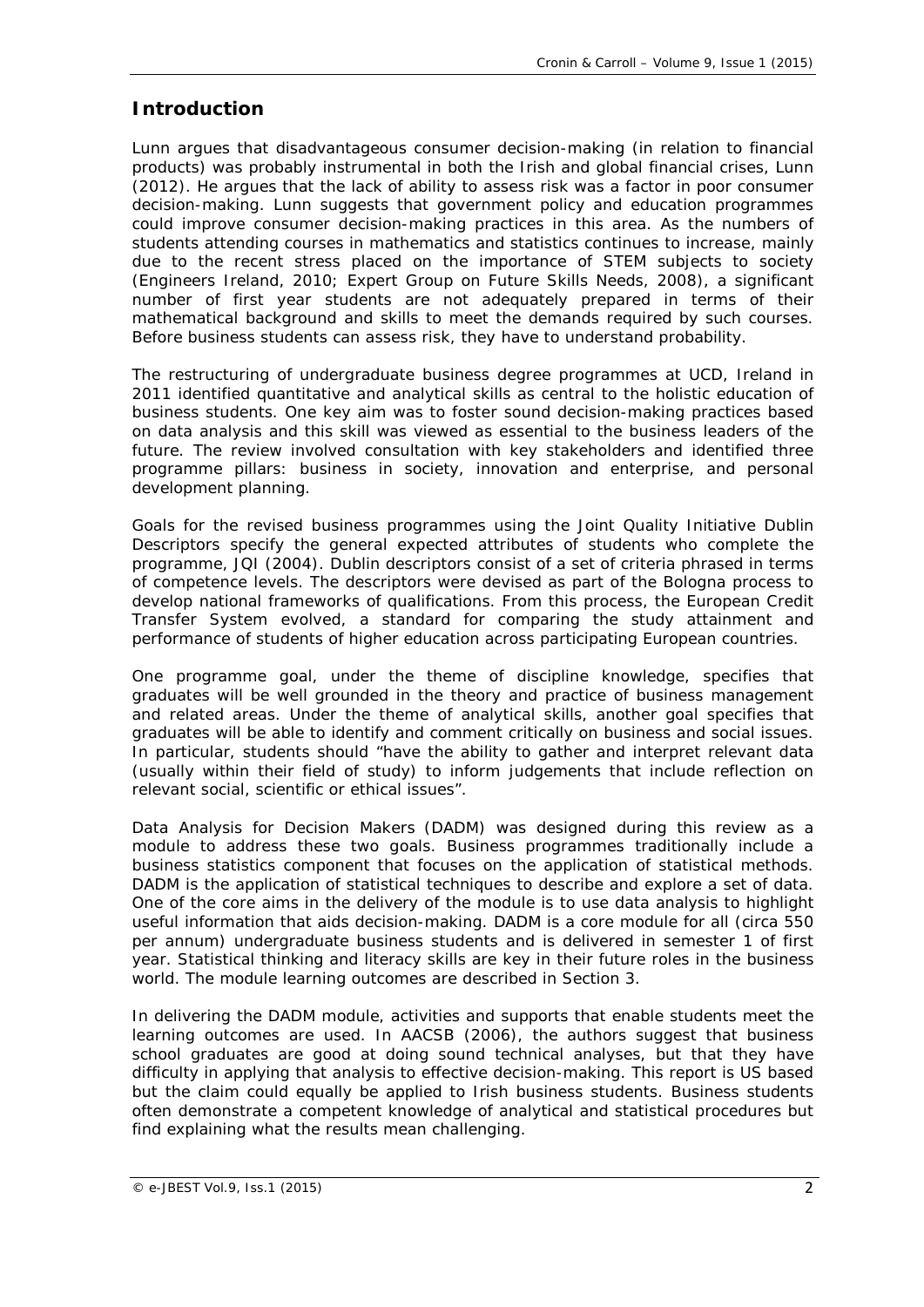## Introduction

Lunn argues that disadvantageous consumer decision-making (in relation to financial products) was probably instrumental in both the Irish and global financial crises, Lunn (2012). He argues that the lack of ability to assess risk was a factor in poor consumer decision-making. Lunn suggests that government policy and education programmes could improve consumer decision-making practices in this area. As the numbers of students attending courses in mathematics and statistics continues to increase, mainly due to the recent stress placed on the importance of STEM subjects to society (Engineers Ireland, 2010; Expert Group on Future Skills Needs, 2008), a significant number of first year students are not adequately prepared in terms of their mathematical background and skills to meet the demands required by such courses. Before business students can assess risk, they have to understand probability.

The restructuring of undergraduate business degree programmes at UCD, Ireland in 2011 identified quantitative and analytical skills as central to the holistic education of business students. One key aim was to foster sound decision-making practices based on data analysis and this skill was viewed as essential to the business leaders of the future. The review involved consultation with key stakeholders and identified three programme pillars: business in society, innovation and enterprise, and personal development planning.

Goals for the revised business programmes using the Joint Quality Initiative Dublin Descriptors specify the general expected attributes of students who complete the programme, JQI (2004). Dublin descriptors consist of a set of criteria phrased in terms of competence levels. The descriptors were devised as part of the Bologna process to develop national frameworks of qualifications. From this process, the European Credit Transfer System evolved, a standard for comparing the study attainment and performance of students of higher education across participating European countries.

One programme goal, under the theme of discipline knowledge, specifies that graduates will be well grounded in the theory and practice of business management and related areas. Under the theme of analytical skills, another goal specifies that graduates will be able to identify and comment critically on business and social issues. In particular, students should "have the ability to gather and interpret relevant data (usually within their field of study) to inform judgements that include reflection on relevant social, scientific or ethical issues".

Data Analysis for Decision Makers (DADM) was designed during this review as a module to address these two goals. Business programmes traditionally include a business statistics component that focuses on the application of statistical methods. DADM is the application of statistical techniques to describe and explore a set of data. One of the core aims in the delivery of the module is to use data analysis to highlight useful information that aids decision-making. DADM is a core module for all (circa 550 per annum) undergraduate business students and is delivered in semester 1 of first year. Statistical thinking and literacy skills are key in their future roles in the business world. The module learning outcomes are described in Section 3.

In delivering the DADM module, activities and supports that enable students meet the learning outcomes are used. In AACSB (2006), the authors suggest that business school graduates are good at doing sound technical analyses, but that they have difficulty in applying that analysis to effective decision-making. This report is US based but the claim could equally be applied to Irish business students. Business students often demonstrate a competent knowledge of analytical and statistical procedures but find explaining what the results mean challenging.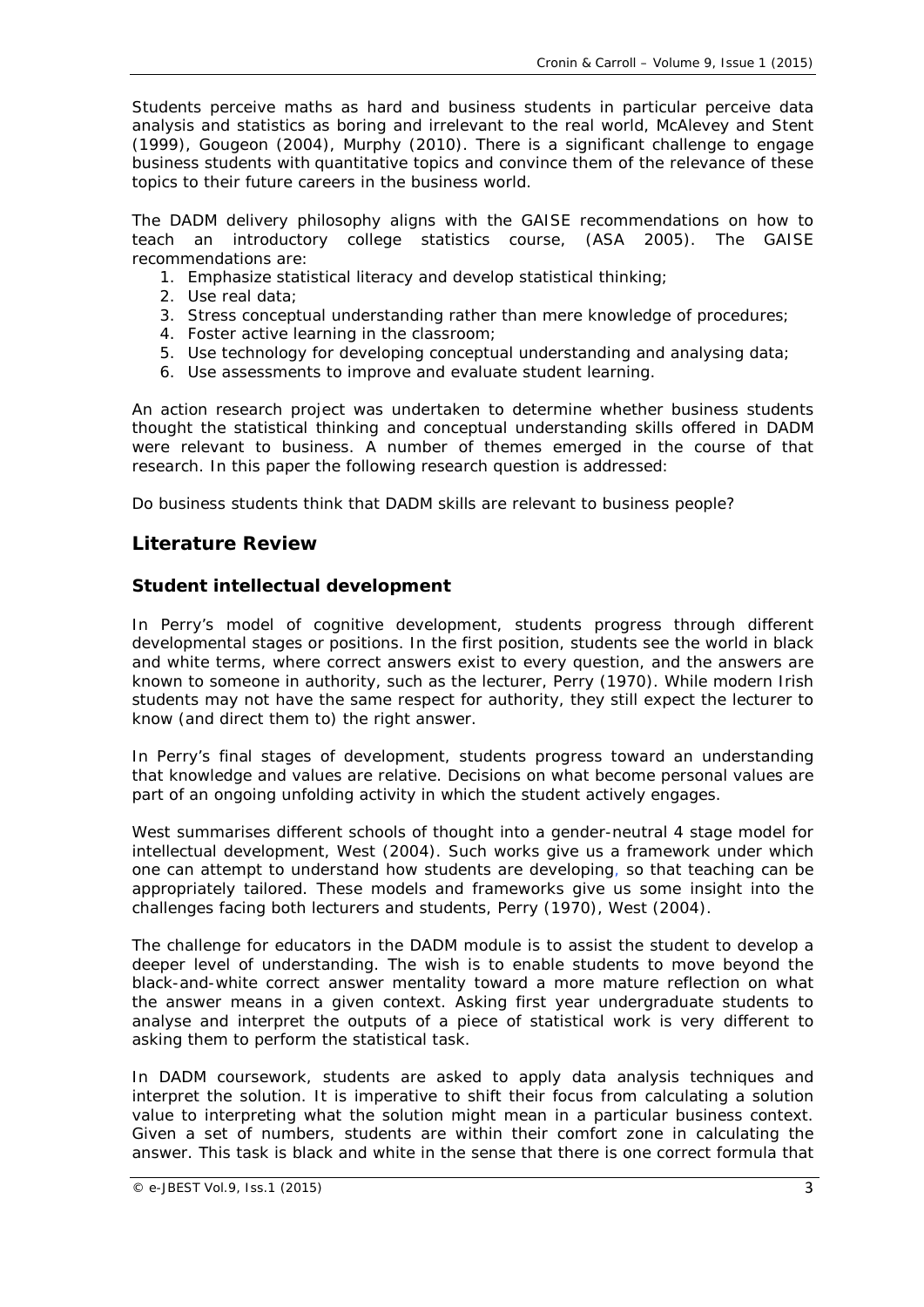Students perceive maths as hard and business students in particular perceive data analysis and statistics as boring and irrelevant to the real world, McAlevey and Stent (1999), Gougeon (2004), Murphy (2010). There is a significant challenge to engage business students with quantitative topics and convince them of the relevance of these topics to their future careers in the business world.

The DADM delivery philosophy aligns with the GAISE recommendations on how to teach an introductory college statistics course, (ASA 2005). The GAISE recommendations are:

1. Emphasize statistical literacy and develop statistical thinking;
2. Use real data;
3. Stress conceptual understanding rather than mere knowledge of procedures;
4. Foster active learning in the classroom;
5. Use technology for developing conceptual understanding and analysing data;
6. Use assessments to improve and evaluate student learning.

An action research project was undertaken to determine whether business students thought the statistical thinking and conceptual understanding skills offered in DADM were relevant to business. A number of themes emerged in the course of that research. In this paper the following research question is addressed:

Do business students think that DADM skills are relevant to business people?

## Literature Review

### Student intellectual development

In Perry's model of cognitive development, students progress through different developmental stages or positions. In the first position, students see the world in black and white terms, where correct answers exist to every question, and the answers are known to someone in authority, such as the lecturer, Perry (1970). While modern Irish students may not have the same respect for authority, they still expect the lecturer to know (and direct them to) the right answer.

In Perry's final stages of development, students progress toward an understanding that knowledge and values are relative. Decisions on what become personal values are part of an ongoing unfolding activity in which the student actively engages.

West summarises different schools of thought into a gender-neutral 4 stage model for intellectual development, West (2004). Such works give us a framework under which one can attempt to understand how students are developing, so that teaching can be appropriately tailored. These models and frameworks give us some insight into the challenges facing both lecturers and students, Perry (1970), West (2004).

The challenge for educators in the DADM module is to assist the student to develop a deeper level of understanding. The wish is to enable students to move beyond the black-and-white correct answer mentality toward a more mature reflection on what the answer means in a given context. Asking first year undergraduate students to analyse and interpret the outputs of a piece of statistical work is very different to asking them to perform the statistical task.

In DADM coursework, students are asked to apply data analysis techniques and interpret the solution. It is imperative to shift their focus from calculating a solution value to interpreting what the solution might mean in a particular business context. Given a set of numbers, students are within their comfort zone in calculating the answer. This task is black and white in the sense that there is one correct formula that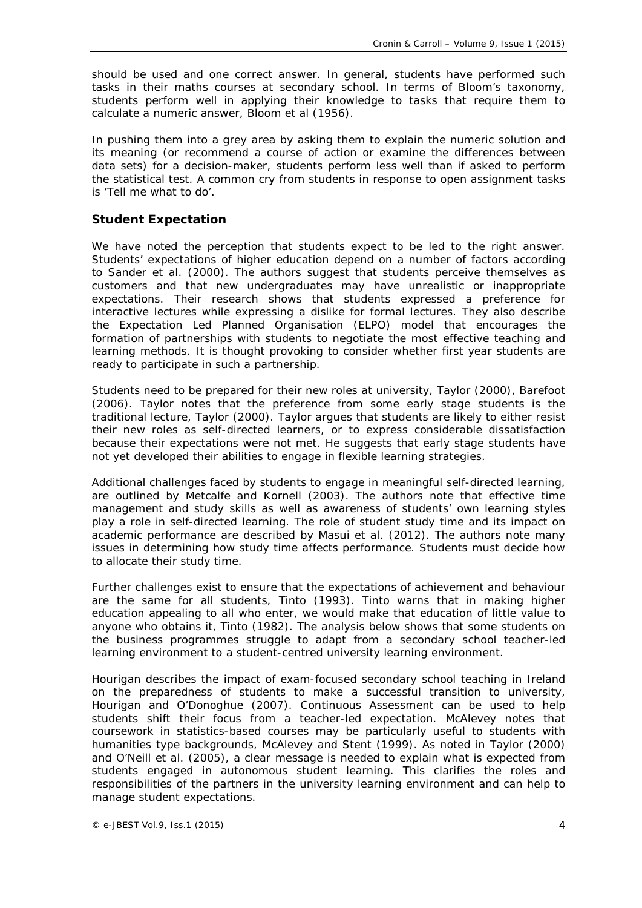should be used and one correct answer. In general, students have performed such tasks in their maths courses at secondary school. In terms of Bloom's taxonomy, students perform well in applying their knowledge to tasks that require them to calculate a numeric answer, Bloom et al (1956).

In pushing them into a grey area by asking them to explain the numeric solution and its meaning (or recommend a course of action or examine the differences between data sets) for a decision-maker, students perform less well than if asked to perform the statistical test. A common cry from students in response to open assignment tasks is 'Tell me what to do'.

## Student Expectation

We have noted the perception that students expect to be led to the right answer. Students' expectations of higher education depend on a number of factors according to Sander et al. (2000). The authors suggest that students perceive themselves as customers and that new undergraduates may have unrealistic or inappropriate expectations. Their research shows that students expressed a preference for interactive lectures while expressing a dislike for formal lectures. They also describe the Expectation Led Planned Organisation (ELPO) model that encourages the formation of partnerships with students to negotiate the most effective teaching and learning methods. It is thought provoking to consider whether first year students are ready to participate in such a partnership.

Students need to be prepared for their new roles at university, Taylor (2000), Barefoot (2006). Taylor notes that the preference from some early stage students is the traditional lecture, Taylor (2000). Taylor argues that students are likely to either resist their new roles as self-directed learners, or to express considerable dissatisfaction because their expectations were not met. He suggests that early stage students have not yet developed their abilities to engage in flexible learning strategies.

Additional challenges faced by students to engage in meaningful self-directed learning, are outlined by Metcalfe and Kornell (2003). The authors note that effective time management and study skills as well as awareness of students' own learning styles play a role in self-directed learning. The role of student study time and its impact on academic performance are described by Masui et al. (2012). The authors note many issues in determining how study time affects performance. Students must decide how to allocate their study time.

Further challenges exist to ensure that the expectations of achievement and behaviour are the same for all students, Tinto (1993). Tinto warns that in making higher education appealing to all who enter, we would make that education of little value to anyone who obtains it, Tinto (1982). The analysis below shows that some students on the business programmes struggle to adapt from a secondary school teacher-led learning environment to a student-centred university learning environment.

Hourigan describes the impact of exam-focused secondary school teaching in Ireland on the preparedness of students to make a successful transition to university, Hourigan and O'Donoghue (2007). Continuous Assessment can be used to help students shift their focus from a teacher-led expectation. McAlevey notes that coursework in statistics-based courses may be particularly useful to students with humanities type backgrounds, McAlevey and Stent (1999). As noted in Taylor (2000) and O'Neill et al. (2005), a clear message is needed to explain what is expected from students engaged in autonomous student learning. This clarifies the roles and responsibilities of the partners in the university learning environment and can help to manage student expectations.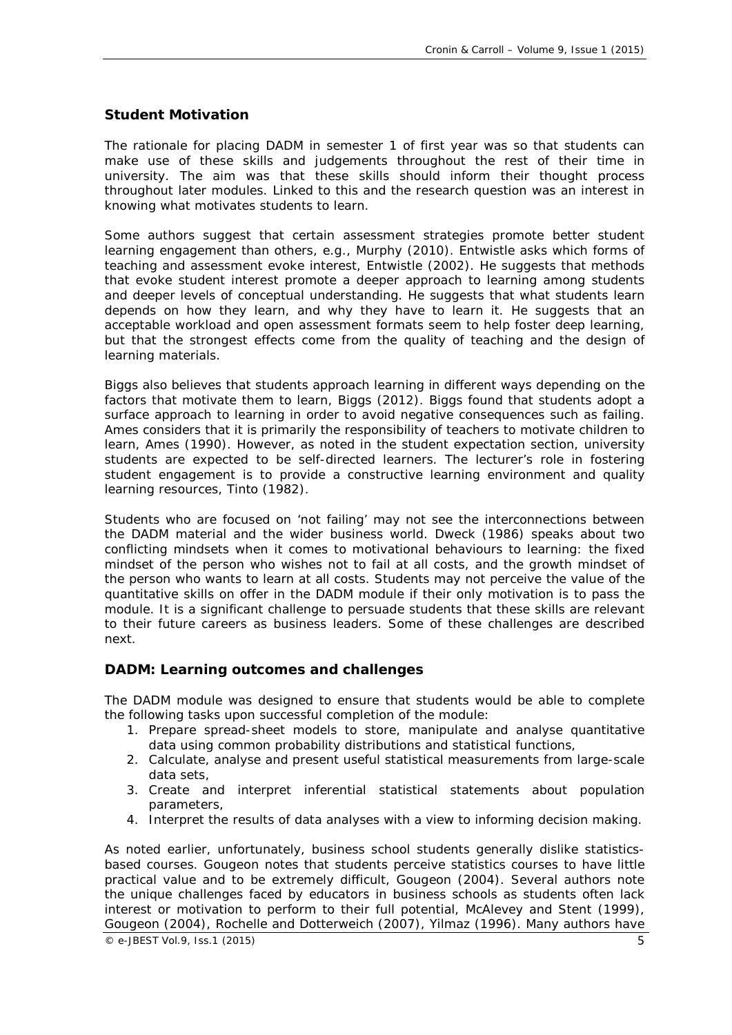## Student Motivation

The rationale for placing DADM in semester 1 of first year was so that students can make use of these skills and judgements throughout the rest of their time in university. The aim was that these skills should inform their thought process throughout later modules. Linked to this and the research question was an interest in knowing what motivates students to learn.

Some authors suggest that certain assessment strategies promote better student learning engagement than others, e.g., Murphy (2010). Entwistle asks which forms of teaching and assessment evoke interest, Entwistle (2002). He suggests that methods that evoke student interest promote a deeper approach to learning among students and deeper levels of conceptual understanding. He suggests that what students learn depends on how they learn, and why they have to learn it. He suggests that an acceptable workload and open assessment formats seem to help foster deep learning, but that the strongest effects come from the quality of teaching and the design of learning materials.

Biggs also believes that students approach learning in different ways depending on the factors that motivate them to learn, Biggs (2012). Biggs found that students adopt a surface approach to learning in order to avoid negative consequences such as failing. Ames considers that it is primarily the responsibility of teachers to motivate children to learn, Ames (1990). However, as noted in the student expectation section, university students are expected to be self-directed learners. The lecturer's role in fostering student engagement is to provide a constructive learning environment and quality learning resources, Tinto (1982).

Students who are focused on 'not failing' may not see the interconnections between the DADM material and the wider business world. Dweck (1986) speaks about two conflicting mindsets when it comes to motivational behaviours to learning: the fixed mindset of the person who wishes not to fail at all costs, and the growth mindset of the person who wants to learn at all costs. Students may not perceive the value of the quantitative skills on offer in the DADM module if their only motivation is to pass the module. It is a significant challenge to persuade students that these skills are relevant to their future careers as business leaders. Some of these challenges are described next.

## DADM: Learning outcomes and challenges

The DADM module was designed to ensure that students would be able to complete the following tasks upon successful completion of the module:

1. Prepare spread-sheet models to store, manipulate and analyse quantitative data using common probability distributions and statistical functions,
2. Calculate, analyse and present useful statistical measurements from large-scale data sets,
3. Create and interpret inferential statistical statements about population parameters,
4. Interpret the results of data analyses with a view to informing decision making.

As noted earlier, unfortunately, business school students generally dislike statistics-based courses. Gougeon notes that students perceive statistics courses to have little practical value and to be extremely difficult, Gougeon (2004). Several authors note the unique challenges faced by educators in business schools as students often lack interest or motivation to perform to their full potential, McAlevey and Stent (1999), Gougeon (2004), Rochelle and Dotterweich (2007), Yilmaz (1996). Many authors have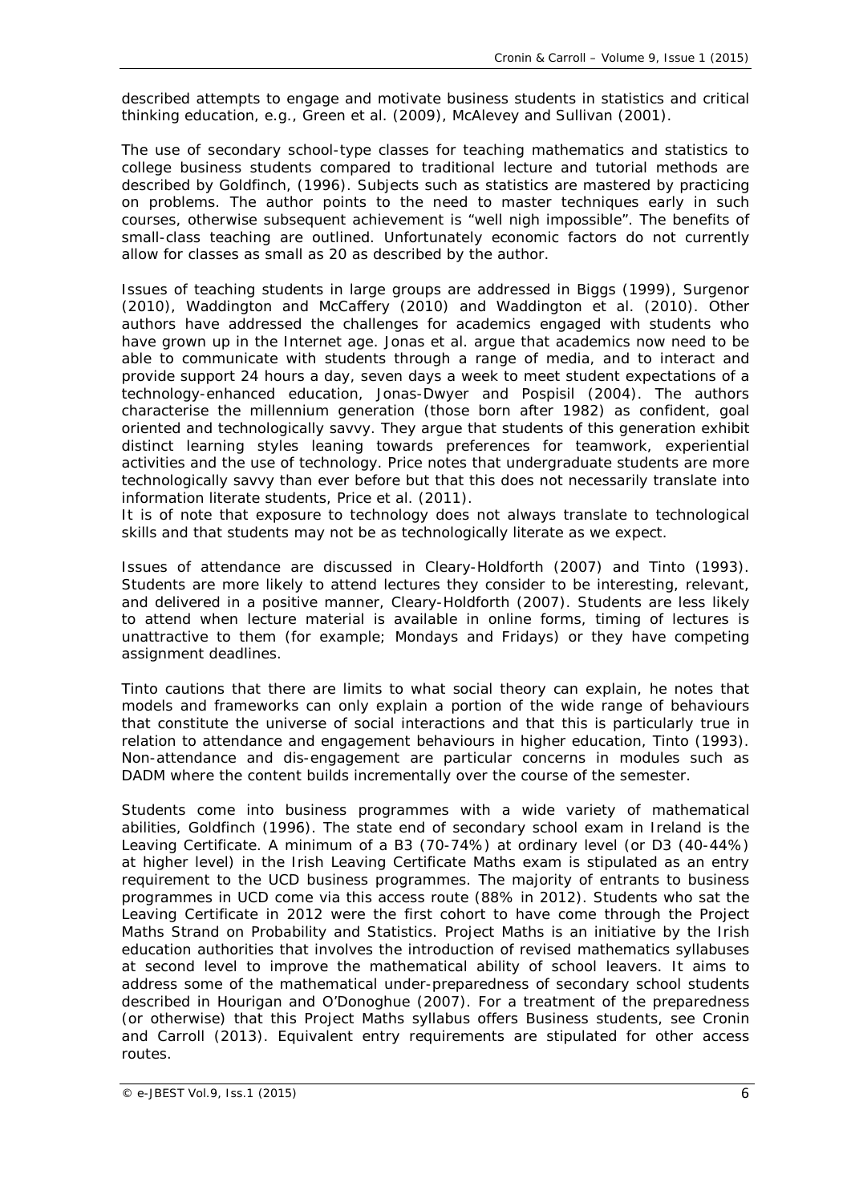described attempts to engage and motivate business students in statistics and critical thinking education, e.g., Green et al. (2009), McAlevey and Sullivan (2001).

The use of secondary school-type classes for teaching mathematics and statistics to college business students compared to traditional lecture and tutorial methods are described by Goldfinch, (1996). Subjects such as statistics are mastered by practicing on problems. The author points to the need to master techniques early in such courses, otherwise subsequent achievement is "well nigh impossible". The benefits of small-class teaching are outlined. Unfortunately economic factors do not currently allow for classes as small as 20 as described by the author.

Issues of teaching students in large groups are addressed in Biggs (1999), Surgenor (2010), Waddington and McCaffery (2010) and Waddington et al. (2010). Other authors have addressed the challenges for academics engaged with students who have grown up in the Internet age. Jonas et al. argue that academics now need to be able to communicate with students through a range of media, and to interact and provide support 24 hours a day, seven days a week to meet student expectations of a technology-enhanced education, Jonas-Dwyer and Pospisil (2004). The authors characterise the millennium generation (those born after 1982) as confident, goal oriented and technologically savvy. They argue that students of this generation exhibit distinct learning styles leaning towards preferences for teamwork, experiential activities and the use of technology. Price notes that undergraduate students are more technologically savvy than ever before but that this does not necessarily translate into information literate students, Price et al. (2011).
It is of note that exposure to technology does not always translate to technological skills and that students may not be as technologically literate as we expect.

Issues of attendance are discussed in Cleary-Holdforth (2007) and Tinto (1993). Students are more likely to attend lectures they consider to be interesting, relevant, and delivered in a positive manner, Cleary-Holdforth (2007). Students are less likely to attend when lecture material is available in online forms, timing of lectures is unattractive to them (for example; Mondays and Fridays) or they have competing assignment deadlines.

Tinto cautions that there are limits to what social theory can explain, he notes that models and frameworks can only explain a portion of the wide range of behaviours that constitute the universe of social interactions and that this is particularly true in relation to attendance and engagement behaviours in higher education, Tinto (1993). Non-attendance and dis-engagement are particular concerns in modules such as DADM where the content builds incrementally over the course of the semester.

Students come into business programmes with a wide variety of mathematical abilities, Goldfinch (1996). The state end of secondary school exam in Ireland is the Leaving Certificate. A minimum of a B3 (70-74%) at ordinary level (or D3 (40-44%) at higher level) in the Irish Leaving Certificate Maths exam is stipulated as an entry requirement to the UCD business programmes. The majority of entrants to business programmes in UCD come via this access route (88% in 2012). Students who sat the Leaving Certificate in 2012 were the first cohort to have come through the Project Maths Strand on Probability and Statistics. Project Maths is an initiative by the Irish education authorities that involves the introduction of revised mathematics syllabuses at second level to improve the mathematical ability of school leavers. It aims to address some of the mathematical under-preparedness of secondary school students described in Hourigan and O'Donoghue (2007). For a treatment of the preparedness (or otherwise) that this Project Maths syllabus offers Business students, see Cronin and Carroll (2013). Equivalent entry requirements are stipulated for other access routes.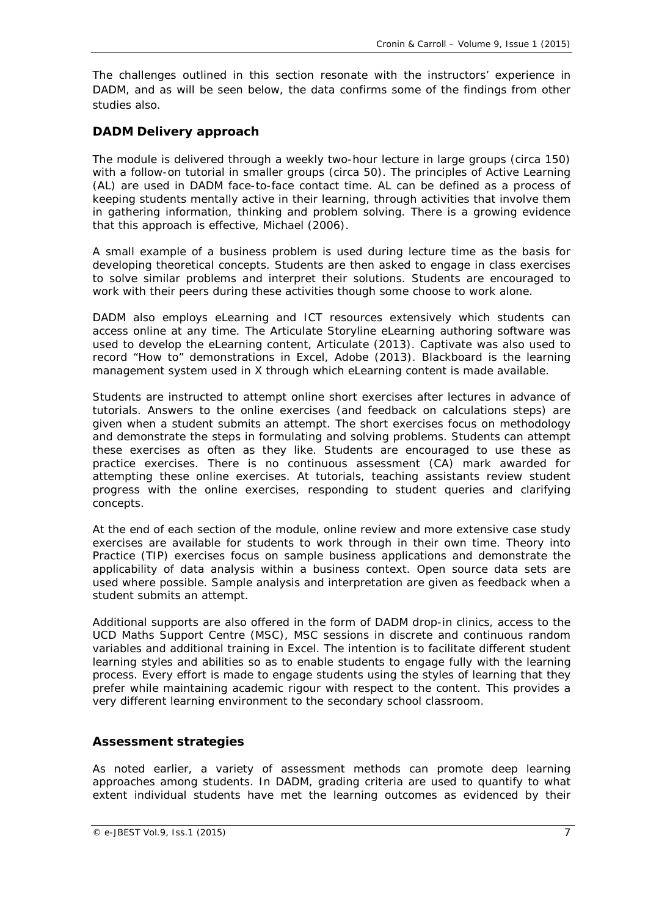The challenges outlined in this section resonate with the instructors' experience in DADM, and as will be seen below, the data confirms some of the findings from other studies also.

## DADM Delivery approach

The module is delivered through a weekly two-hour lecture in large groups (circa 150) with a follow-on tutorial in smaller groups (circa 50). The principles of Active Learning (AL) are used in DADM face-to-face contact time. AL can be defined as a process of keeping students mentally active in their learning, through activities that involve them in gathering information, thinking and problem solving. There is a growing evidence that this approach is effective, Michael (2006).

A small example of a business problem is used during lecture time as the basis for developing theoretical concepts. Students are then asked to engage in class exercises to solve similar problems and interpret their solutions. Students are encouraged to work with their peers during these activities though some choose to work alone.

DADM also employs eLearning and ICT resources extensively which students can access online at any time. The Articulate Storyline eLearning authoring software was used to develop the eLearning content, Articulate (2013). Captivate was also used to record "How to" demonstrations in Excel, Adobe (2013). Blackboard is the learning management system used in X through which eLearning content is made available.

Students are instructed to attempt online short exercises after lectures in advance of tutorials. Answers to the online exercises (and feedback on calculations steps) are given when a student submits an attempt. The short exercises focus on methodology and demonstrate the steps in formulating and solving problems. Students can attempt these exercises as often as they like. Students are encouraged to use these as practice exercises. There is no continuous assessment (CA) mark awarded for attempting these online exercises. At tutorials, teaching assistants review student progress with the online exercises, responding to student queries and clarifying concepts.

At the end of each section of the module, online review and more extensive case study exercises are available for students to work through in their own time. Theory into Practice (TIP) exercises focus on sample business applications and demonstrate the applicability of data analysis within a business context. Open source data sets are used where possible. Sample analysis and interpretation are given as feedback when a student submits an attempt.

Additional supports are also offered in the form of DADM drop-in clinics, access to the UCD Maths Support Centre (MSC), MSC sessions in discrete and continuous random variables and additional training in Excel. The intention is to facilitate different student learning styles and abilities so as to enable students to engage fully with the learning process. Every effort is made to engage students using the styles of learning that they prefer while maintaining academic rigour with respect to the content. This provides a very different learning environment to the secondary school classroom.

## Assessment strategies

As noted earlier, a variety of assessment methods can promote deep learning approaches among students. In DADM, grading criteria are used to quantify to what extent individual students have met the learning outcomes as evidenced by their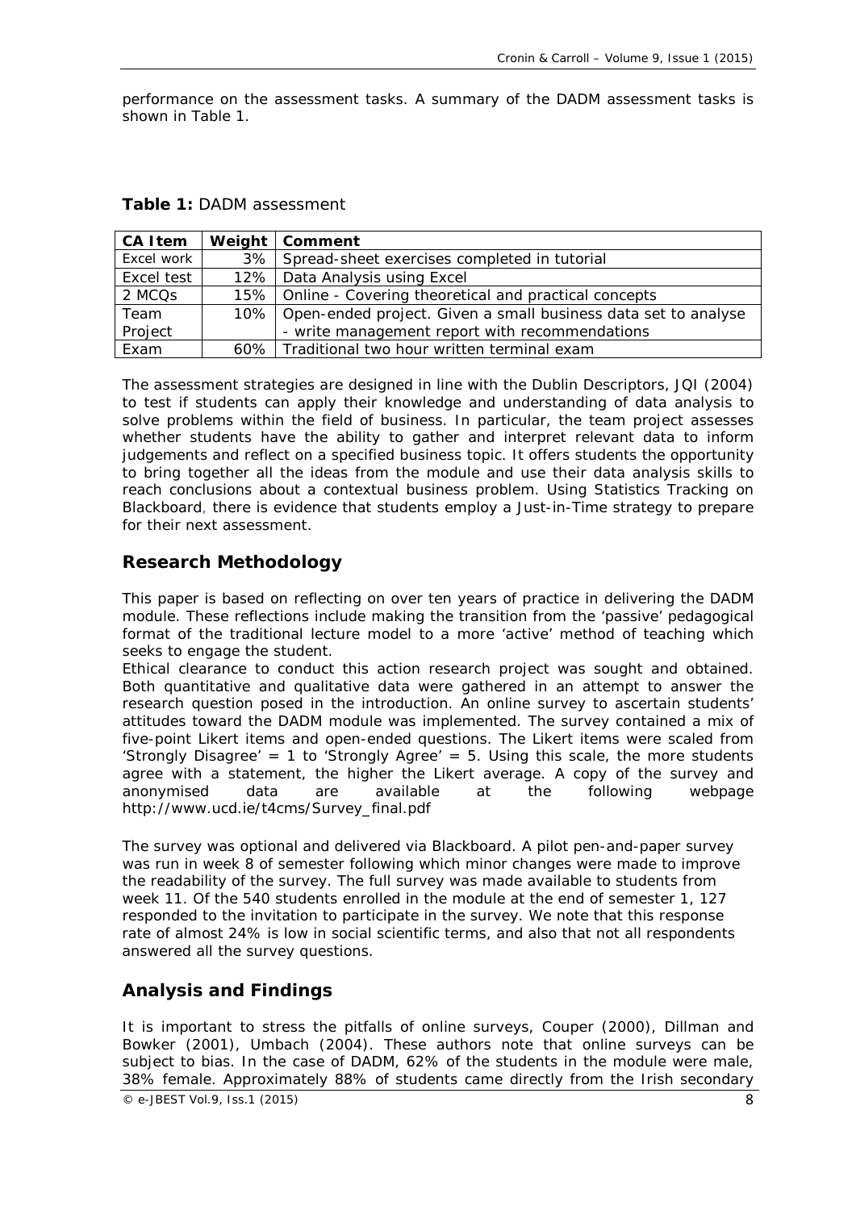performance on the assessment tasks. A summary of the DADM assessment tasks is shown in Table 1.

**Table 1:** DADM assessment

| CA Item | Weight | Comment |
|---|---|---|
| Excel work | 3% | Spread-sheet exercises completed in tutorial |
| Excel test | 12% | Data Analysis using Excel |
| 2 MCQs | 15% | Online - Covering theoretical and practical concepts |
| Team Project | 10% | Open-ended project. Given a small business data set to analyse - write management report with recommendations |
| Exam | 60% | Traditional two hour written terminal exam |

The assessment strategies are designed in line with the Dublin Descriptors, JQI (2004) to test if students can apply their knowledge and understanding of data analysis to solve problems within the field of business. In particular, the team project assesses whether students have the ability to gather and interpret relevant data to inform judgements and reflect on a specified business topic. It offers students the opportunity to bring together all the ideas from the module and use their data analysis skills to reach conclusions about a contextual business problem. Using Statistics Tracking on Blackboard, there is evidence that students employ a Just-in-Time strategy to prepare for their next assessment.

## Research Methodology

This paper is based on reflecting on over ten years of practice in delivering the DADM module. These reflections include making the transition from the 'passive' pedagogical format of the traditional lecture model to a more 'active' method of teaching which seeks to engage the student.

Ethical clearance to conduct this action research project was sought and obtained. Both quantitative and qualitative data were gathered in an attempt to answer the research question posed in the introduction. An online survey to ascertain students' attitudes toward the DADM module was implemented. The survey contained a mix of five-point Likert items and open-ended questions. The Likert items were scaled from 'Strongly Disagree' = 1 to 'Strongly Agree' = 5. Using this scale, the more students agree with a statement, the higher the Likert average. A copy of the survey and anonymised data are available at the following webpage http://www.ucd.ie/t4cms/Survey_final.pdf

The survey was optional and delivered via Blackboard. A pilot pen-and-paper survey was run in week 8 of semester following which minor changes were made to improve the readability of the survey. The full survey was made available to students from week 11. Of the 540 students enrolled in the module at the end of semester 1, 127 responded to the invitation to participate in the survey. We note that this response rate of almost 24% is low in social scientific terms, and also that not all respondents answered all the survey questions.

## Analysis and Findings

It is important to stress the pitfalls of online surveys, Couper (2000), Dillman and Bowker (2001), Umbach (2004). These authors note that online surveys can be subject to bias. In the case of DADM, 62% of the students in the module were male, 38% female. Approximately 88% of students came directly from the Irish secondary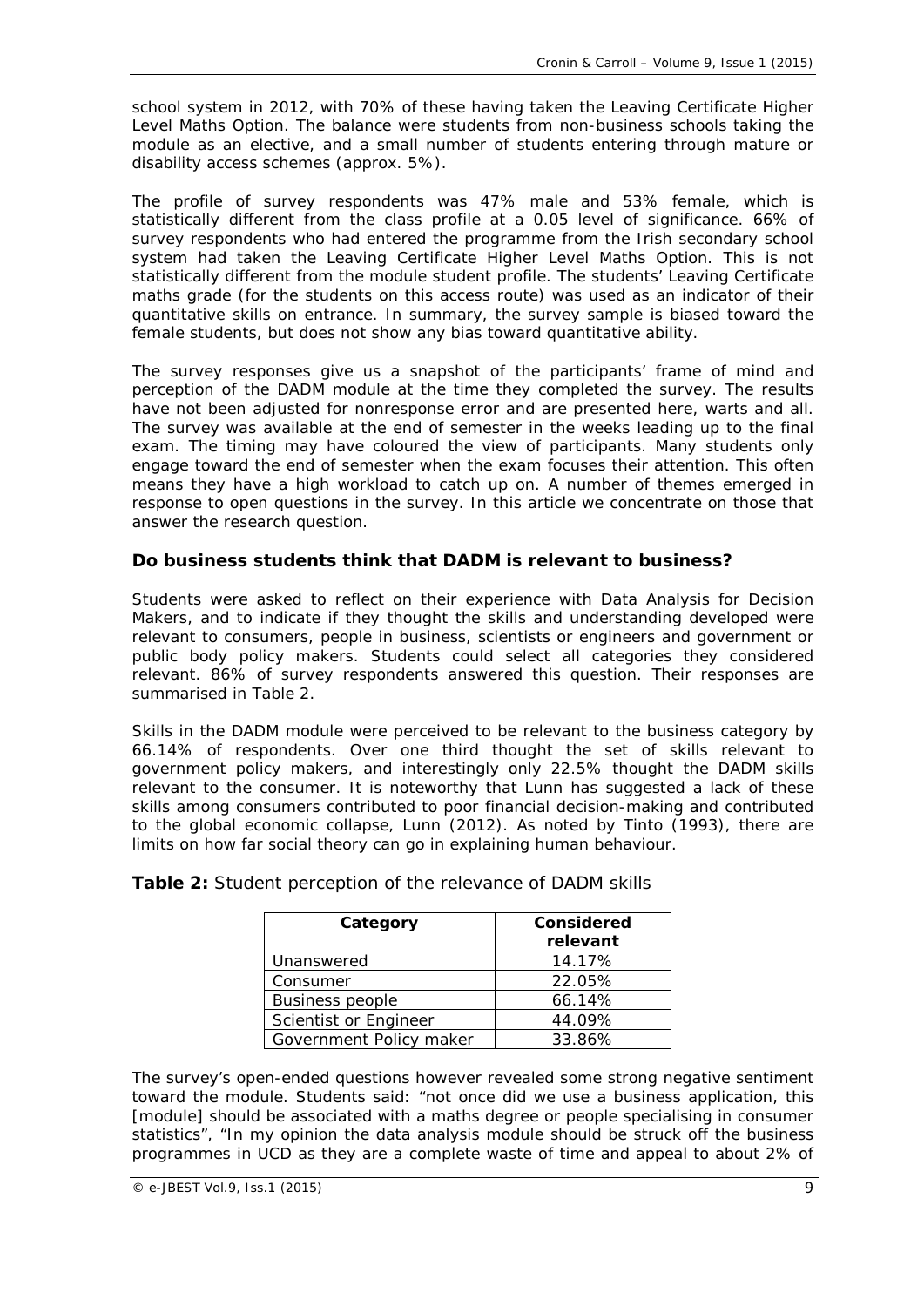school system in 2012, with 70% of these having taken the Leaving Certificate Higher Level Maths Option. The balance were students from non-business schools taking the module as an elective, and a small number of students entering through mature or disability access schemes (approx. 5%).

The profile of survey respondents was 47% male and 53% female, which is statistically different from the class profile at a 0.05 level of significance. 66% of survey respondents who had entered the programme from the Irish secondary school system had taken the Leaving Certificate Higher Level Maths Option. This is not statistically different from the module student profile. The students' Leaving Certificate maths grade (for the students on this access route) was used as an indicator of their quantitative skills on entrance. In summary, the survey sample is biased toward the female students, but does not show any bias toward quantitative ability.

The survey responses give us a snapshot of the participants' frame of mind and perception of the DADM module at the time they completed the survey. The results have not been adjusted for nonresponse error and are presented here, warts and all. The survey was available at the end of semester in the weeks leading up to the final exam. The timing may have coloured the view of participants. Many students only engage toward the end of semester when the exam focuses their attention. This often means they have a high workload to catch up on. A number of themes emerged in response to open questions in the survey. In this article we concentrate on those that answer the research question.

### Do business students think that DADM is relevant to business?

Students were asked to reflect on their experience with Data Analysis for Decision Makers, and to indicate if they thought the skills and understanding developed were relevant to consumers, people in business, scientists or engineers and government or public body policy makers. Students could select all categories they considered relevant. 86% of survey respondents answered this question. Their responses are summarised in Table 2.

Skills in the DADM module were perceived to be relevant to the business category by 66.14% of respondents. Over one third thought the set of skills relevant to government policy makers, and interestingly only 22.5% thought the DADM skills relevant to the consumer. It is noteworthy that Lunn has suggested a lack of these skills among consumers contributed to poor financial decision-making and contributed to the global economic collapse, Lunn (2012). As noted by Tinto (1993), there are limits on how far social theory can go in explaining human behaviour.

**Table 2:** Student perception of the relevance of DADM skills

| Category | Considered relevant |
|---|---|
| Unanswered | 14.17% |
| Consumer | 22.05% |
| Business people | 66.14% |
| Scientist or Engineer | 44.09% |
| Government Policy maker | 33.86% |

The survey's open-ended questions however revealed some strong negative sentiment toward the module. Students said: "not once did we use a business application, this [module] should be associated with a maths degree or people specialising in consumer statistics", "In my opinion the data analysis module should be struck off the business programmes in UCD as they are a complete waste of time and appeal to about 2% of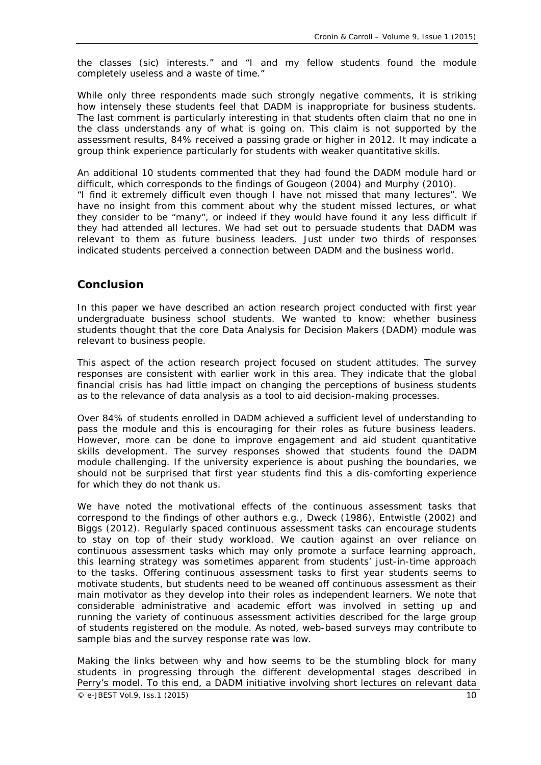the classes (sic) interests." and "I and my fellow students found the module completely useless and a waste of time."

While only three respondents made such strongly negative comments, it is striking how intensely these students feel that DADM is inappropriate for business students. The last comment is particularly interesting in that students often claim that no one in the class understands any of what is going on. This claim is not supported by the assessment results, 84% received a passing grade or higher in 2012. It may indicate a group think experience particularly for students with weaker quantitative skills.

An additional 10 students commented that they had found the DADM module hard or difficult, which corresponds to the findings of Gougeon (2004) and Murphy (2010). "I find it extremely difficult even though I have not missed that many lectures". We have no insight from this comment about why the student missed lectures, or what they consider to be "many", or indeed if they would have found it any less difficult if they had attended all lectures. We had set out to persuade students that DADM was relevant to them as future business leaders. Just under two thirds of responses indicated students perceived a connection between DADM and the business world.

## Conclusion

In this paper we have described an action research project conducted with first year undergraduate business school students. We wanted to know: whether business students thought that the core Data Analysis for Decision Makers (DADM) module was relevant to business people.

This aspect of the action research project focused on student attitudes. The survey responses are consistent with earlier work in this area. They indicate that the global financial crisis has had little impact on changing the perceptions of business students as to the relevance of data analysis as a tool to aid decision-making processes.

Over 84% of students enrolled in DADM achieved a sufficient level of understanding to pass the module and this is encouraging for their roles as future business leaders. However, more can be done to improve engagement and aid student quantitative skills development. The survey responses showed that students found the DADM module challenging. If the university experience is about pushing the boundaries, we should not be surprised that first year students find this a dis-comforting experience for which they do not thank us.

We have noted the motivational effects of the continuous assessment tasks that correspond to the findings of other authors e.g., Dweck (1986), Entwistle (2002) and Biggs (2012). Regularly spaced continuous assessment tasks can encourage students to stay on top of their study workload. We caution against an over reliance on continuous assessment tasks which may only promote a surface learning approach, this learning strategy was sometimes apparent from students' just-in-time approach to the tasks. Offering continuous assessment tasks to first year students seems to motivate students, but students need to be weaned off continuous assessment as their main motivator as they develop into their roles as independent learners. We note that considerable administrative and academic effort was involved in setting up and running the variety of continuous assessment activities described for the large group of students registered on the module. As noted, web-based surveys may contribute to sample bias and the survey response rate was low.

Making the links between why and how seems to be the stumbling block for many students in progressing through the different developmental stages described in Perry's model. To this end, a DADM initiative involving short lectures on relevant data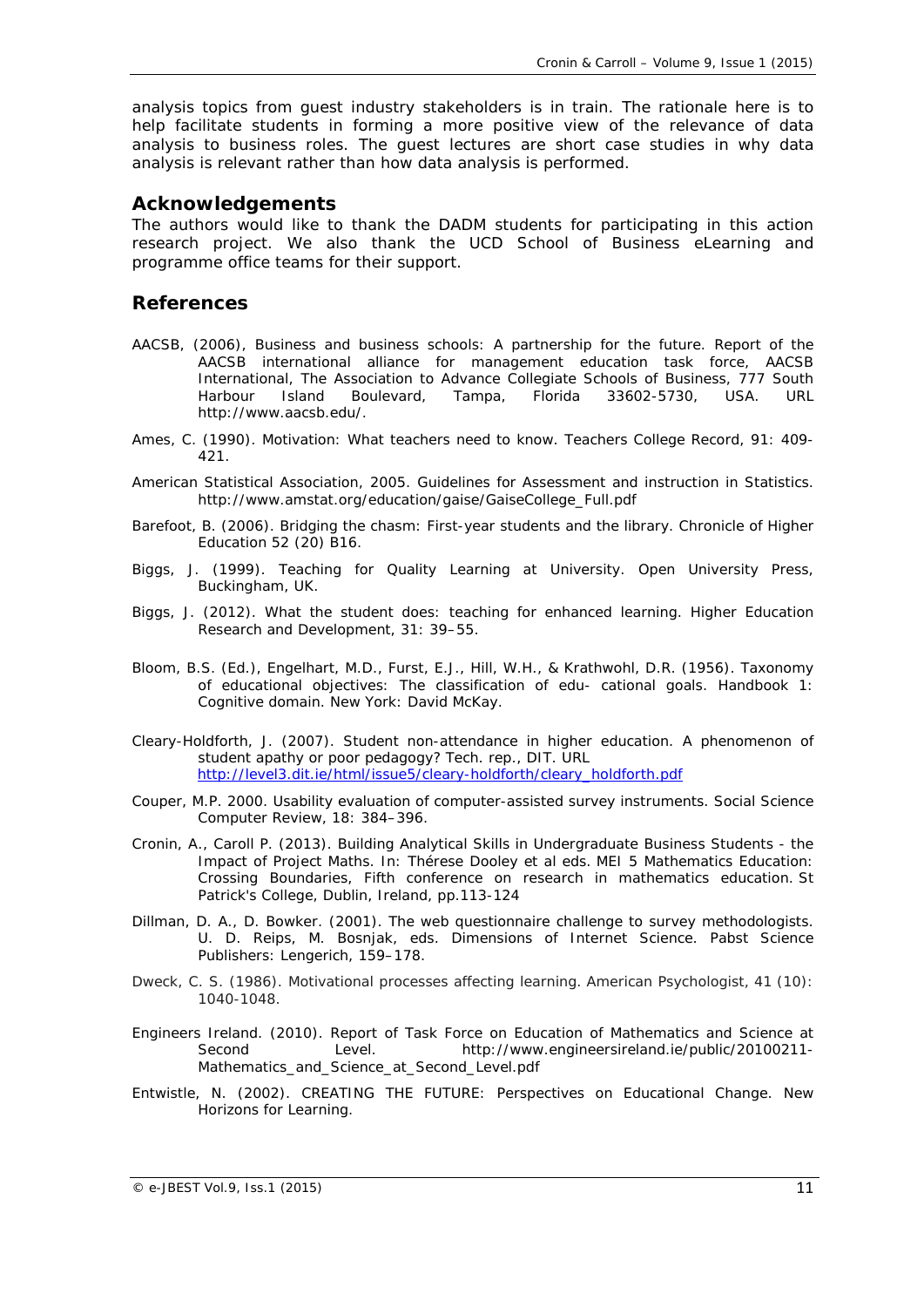analysis topics from guest industry stakeholders is in train. The rationale here is to help facilitate students in forming a more positive view of the relevance of data analysis to business roles. The guest lectures are short case studies in why data analysis is relevant rather than how data analysis is performed.

## Acknowledgements

The authors would like to thank the DADM students for participating in this action research project. We also thank the UCD School of Business eLearning and programme office teams for their support.

## References

AACSB, (2006), Business and business schools: A partnership for the future. Report of the AACSB international alliance for management education task force, AACSB International, The Association to Advance Collegiate Schools of Business, 777 South Harbour Island Boulevard, Tampa, Florida 33602-5730, USA. URL http://www.aacsb.edu/.

Ames, C. (1990). Motivation: What teachers need to know. Teachers College Record, 91: 409-421.

American Statistical Association, 2005. Guidelines for Assessment and instruction in Statistics. http://www.amstat.org/education/gaise/GaiseCollege_Full.pdf

Barefoot, B. (2006). Bridging the chasm: First-year students and the library. Chronicle of Higher Education 52 (20) B16.

Biggs, J. (1999). Teaching for Quality Learning at University. Open University Press, Buckingham, UK.

Biggs, J. (2012). What the student does: teaching for enhanced learning. Higher Education Research and Development, 31: 39–55.

Bloom, B.S. (Ed.), Engelhart, M.D., Furst, E.J., Hill, W.H., & Krathwohl, D.R. (1956). Taxonomy of educational objectives: The classification of edu- cational goals. Handbook 1: Cognitive domain. New York: David McKay.

Cleary-Holdforth, J. (2007). Student non-attendance in higher education. A phenomenon of student apathy or poor pedagogy? Tech. rep., DIT. URL http://level3.dit.ie/html/issue5/cleary-holdforth/cleary_holdforth.pdf

Couper, M.P. 2000. Usability evaluation of computer-assisted survey instruments. Social Science Computer Review, 18: 384–396.

Cronin, A., Caroll P. (2013). Building Analytical Skills in Undergraduate Business Students - the Impact of Project Maths. In: Thérese Dooley et al eds. MEI 5 Mathematics Education: Crossing Boundaries, Fifth conference on research in mathematics education. St Patrick's College, Dublin, Ireland, pp.113-124

Dillman, D. A., D. Bowker. (2001). The web questionnaire challenge to survey methodologists. U. D. Reips, M. Bosnjak, eds. Dimensions of Internet Science. Pabst Science Publishers: Lengerich, 159–178.

Dweck, C. S. (1986). Motivational processes affecting learning. American Psychologist, 41 (10): 1040-1048.

Engineers Ireland. (2010). Report of Task Force on Education of Mathematics and Science at Second Level. http://www.engineersireland.ie/public/20100211-Mathematics_and_Science_at_Second_Level.pdf

Entwistle, N. (2002). CREATING THE FUTURE: Perspectives on Educational Change. New Horizons for Learning.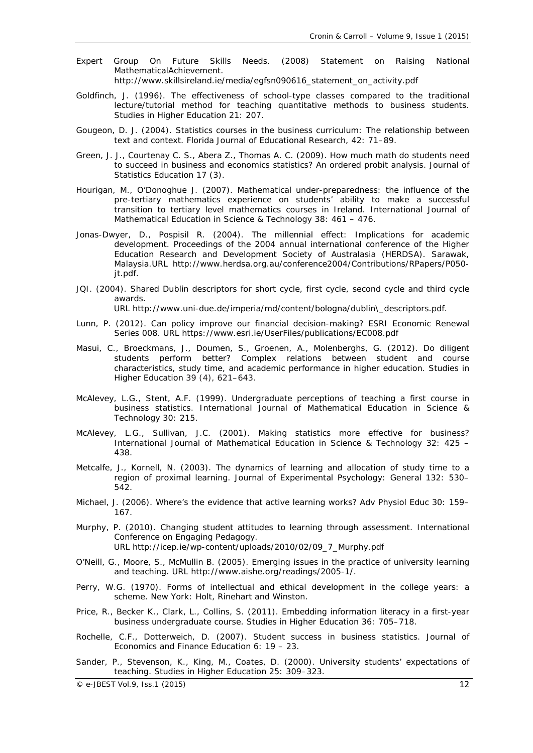Expert Group On Future Skills Needs. (2008) Statement on Raising National MathematicalAchievement. http://www.skillsireland.ie/media/egfsn090616_statement_on_activity.pdf

Goldfinch, J. (1996). The effectiveness of school-type classes compared to the traditional lecture/tutorial method for teaching quantitative methods to business students. Studies in Higher Education 21: 207.

Gougeon, D. J. (2004). Statistics courses in the business curriculum: The relationship between text and context. Florida Journal of Educational Research, 42: 71–89.

Green, J. J., Courtenay C. S., Abera Z., Thomas A. C. (2009). How much math do students need to succeed in business and economics statistics? An ordered probit analysis. Journal of Statistics Education 17 (3).

Hourigan, M., O'Donoghue J. (2007). Mathematical under-preparedness: the influence of the pre-tertiary mathematics experience on students' ability to make a successful transition to tertiary level mathematics courses in Ireland. International Journal of Mathematical Education in Science & Technology 38: 461 – 476.

Jonas-Dwyer, D., Pospisil R. (2004). The millennial effect: Implications for academic development. Proceedings of the 2004 annual international conference of the Higher Education Research and Development Society of Australasia (HERDSA). Sarawak, Malaysia.URL http://www.herdsa.org.au/conference2004/Contributions/RPapers/P050-jt.pdf.

JQI. (2004). Shared Dublin descriptors for short cycle, first cycle, second cycle and third cycle awards. URL http://www.uni-due.de/imperia/md/content/bologna/dublin\_descriptors.pdf.

Lunn, P. (2012). Can policy improve our financial decision-making? ESRI Economic Renewal Series 008. URL https://www.esri.ie/UserFiles/publications/EC008.pdf

Masui, C., Broeckmans, J., Doumen, S., Groenen, A., Molenberghs, G. (2012). Do diligent students perform better? Complex relations between student and course characteristics, study time, and academic performance in higher education. Studies in Higher Education 39 (4), 621–643.

McAlevey, L.G., Stent, A.F. (1999). Undergraduate perceptions of teaching a first course in business statistics. International Journal of Mathematical Education in Science & Technology 30: 215.

McAlevey, L.G., Sullivan, J.C. (2001). Making statistics more effective for business? International Journal of Mathematical Education in Science & Technology 32: 425 – 438.

Metcalfe, J., Kornell, N. (2003). The dynamics of learning and allocation of study time to a region of proximal learning. Journal of Experimental Psychology: General 132: 530–542.

Michael, J. (2006). Where's the evidence that active learning works? Adv Physiol Educ 30: 159–167.

Murphy, P. (2010). Changing student attitudes to learning through assessment. International Conference on Engaging Pedagogy. URL http://icep.ie/wp-content/uploads/2010/02/09_7_Murphy.pdf

O'Neill, G., Moore, S., McMullin B. (2005). Emerging issues in the practice of university learning and teaching. URL http://www.aishe.org/readings/2005-1/.

Perry, W.G. (1970). Forms of intellectual and ethical development in the college years: a scheme. New York: Holt, Rinehart and Winston.

Price, R., Becker K., Clark, L., Collins, S. (2011). Embedding information literacy in a first-year business undergraduate course. Studies in Higher Education 36: 705–718.

Rochelle, C.F., Dotterweich, D. (2007). Student success in business statistics. Journal of Economics and Finance Education 6: 19 – 23.

Sander, P., Stevenson, K., King, M., Coates, D. (2000). University students' expectations of teaching. Studies in Higher Education 25: 309–323.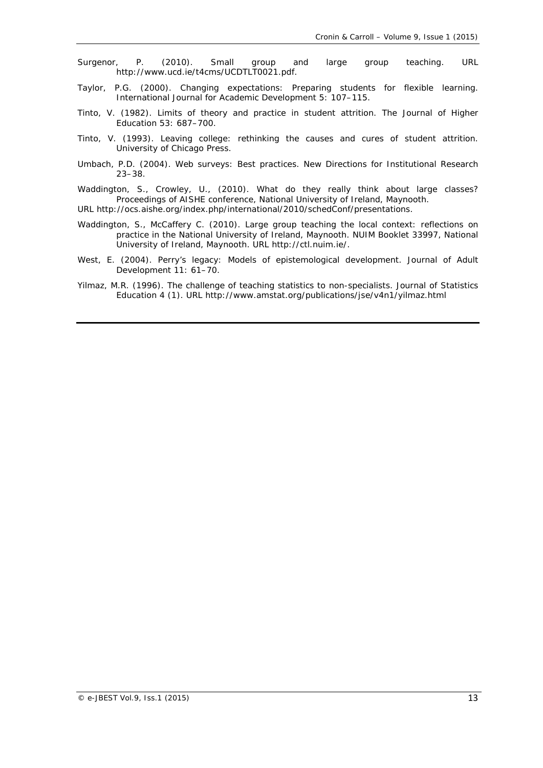Surgenor, P. (2010). Small group and large group teaching. URL http://www.ucd.ie/t4cms/UCDTLT0021.pdf.

Taylor, P.G. (2000). Changing expectations: Preparing students for flexible learning. International Journal for Academic Development 5: 107–115.

Tinto, V. (1982). Limits of theory and practice in student attrition. The Journal of Higher Education 53: 687–700.

Tinto, V. (1993). Leaving college: rethinking the causes and cures of student attrition. University of Chicago Press.

Umbach, P.D. (2004). Web surveys: Best practices. New Directions for Institutional Research 23–38.

Waddington, S., Crowley, U., (2010). What do they really think about large classes? Proceedings of AISHE conference, National University of Ireland, Maynooth.
URL http://ocs.aishe.org/index.php/international/2010/schedConf/presentations.

Waddington, S., McCaffery C. (2010). Large group teaching the local context: reflections on practice in the National University of Ireland, Maynooth. NUIM Booklet 33997, National University of Ireland, Maynooth. URL http://ctl.nuim.ie/.

West, E. (2004). Perry's legacy: Models of epistemological development. Journal of Adult Development 11: 61–70.

Yilmaz, M.R. (1996). The challenge of teaching statistics to non-specialists. Journal of Statistics Education 4 (1). URL http://www.amstat.org/publications/jse/v4n1/yilmaz.html